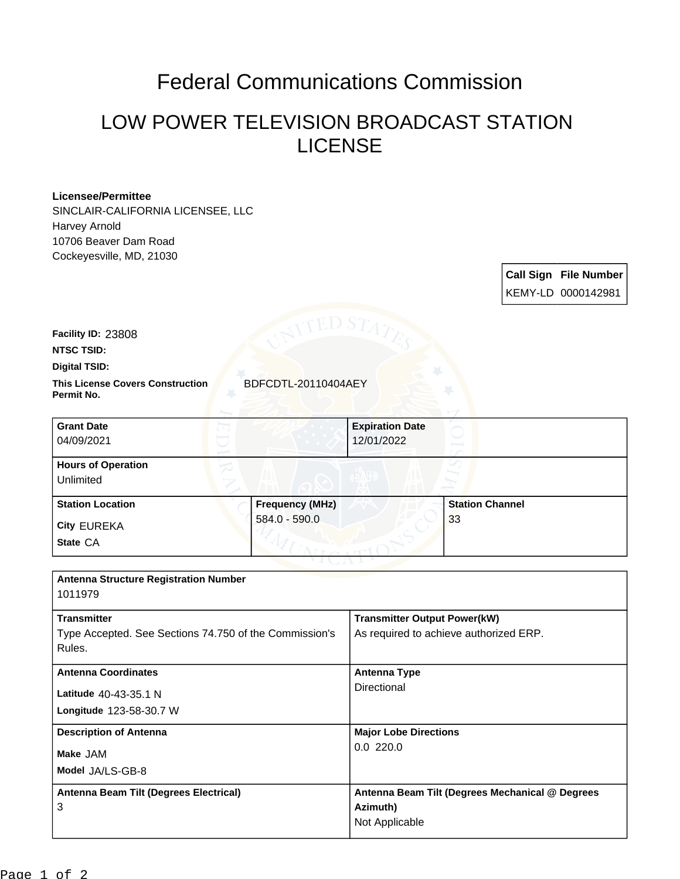# Federal Communications Commission

## LOW POWER TELEVISION BROADCAST STATION LICENSE

**Licensee/Permittee**
SINCLAIR-CALIFORNIA LICENSEE, LLC
Harvey Arnold
10706 Beaver Dam Road
Cockeyesville, MD, 21030

| Call Sign | File Number |
| --- | --- |
| KEMY-LD | 0000142981 |

**Facility ID:** 23808

**NTSC TSID:**

**Digital TSID:**

**This License Covers Construction Permit No.** BDFCDTL-20110404AEY

| Grant Date | Expiration Date |
| --- | --- |
| 04/09/2021 | 12/01/2022 |

**Hours of Operation**
Unlimited

| Station Location | Frequency (MHz) | Station Channel |
| --- | --- | --- |
| City EUREKA<br>State CA | 584.0 - 590.0 | 33 |

**Antenna Structure Registration Number**
1011979

| Transmitter | Transmitter Output Power(kW) |
| --- | --- |
| Type Accepted. See Sections 74.750 of the Commission's Rules. | As required to achieve authorized ERP. |

| Antenna Coordinates | Antenna Type |
| --- | --- |
| Latitude 40-43-35.1 N<br>Longitude 123-58-30.7 W | Directional |

| Description of Antenna | Major Lobe Directions |
| --- | --- |
| Make JAM<br>Model JA/LS-GB-8 | 0.0 220.0 |

| Antenna Beam Tilt (Degrees Electrical) | Antenna Beam Tilt (Degrees Mechanical @ Degrees Azimuth) |
| --- | --- |
| 3 | Not Applicable |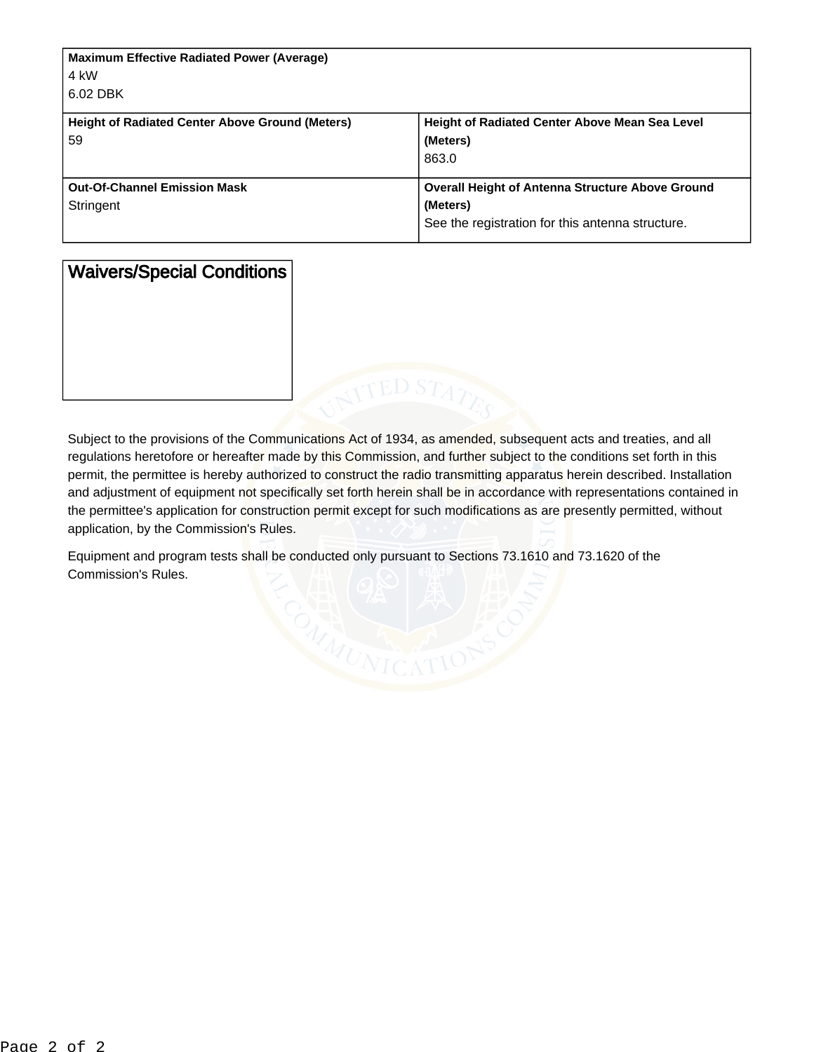| | |
|---|---|
| **Maximum Effective Radiated Power (Average)**<br>4 kW<br>6.02 DBK | |
| **Height of Radiated Center Above Ground (Meters)**<br>59 | **Height of Radiated Center Above Mean Sea Level (Meters)**<br>863.0 |
| **Out-Of-Channel Emission Mask**<br>Stringent | **Overall Height of Antenna Structure Above Ground (Meters)**<br>See the registration for this antenna structure. |

## Waivers/Special Conditions

Subject to the provisions of the Communications Act of 1934, as amended, subsequent acts and treaties, and all regulations heretofore or hereafter made by this Commission, and further subject to the conditions set forth in this permit, the permittee is hereby authorized to construct the radio transmitting apparatus herein described. Installation and adjustment of equipment not specifically set forth herein shall be in accordance with representations contained in the permittee's application for construction permit except for such modifications as are presently permitted, without application, by the Commission's Rules.

Equipment and program tests shall be conducted only pursuant to Sections 73.1610 and 73.1620 of the Commission's Rules.